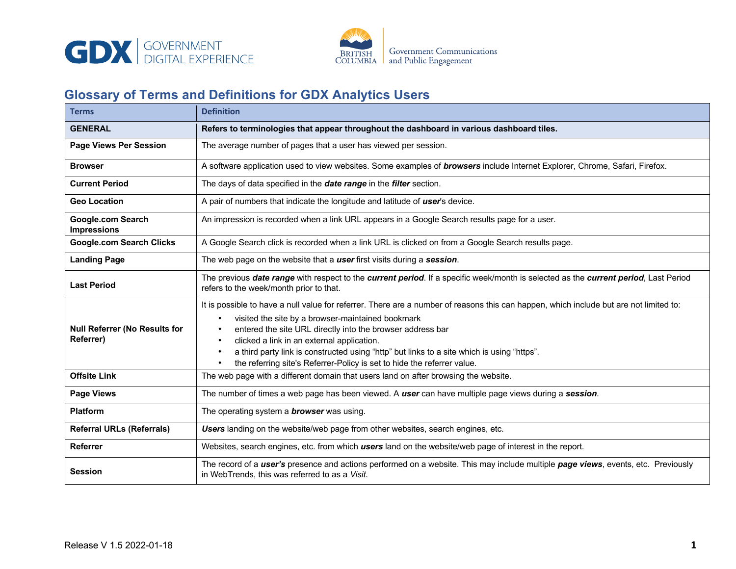GDX GOVERNMENT DIGITAL EXPERIENCE

BRITISH COLUMBIA | Government Communications and Public Engagement

## Glossary of Terms and Definitions for GDX Analytics Users

| Terms | Definition |
|---|---|
| **GENERAL** | **Refers to terminologies that appear throughout the dashboard in various dashboard tiles.** |
| **Page Views Per Session** | The average number of pages that a user has viewed per session. |
| **Browser** | A software application used to view websites. Some examples of ***browsers*** include Internet Explorer, Chrome, Safari, Firefox. |
| **Current Period** | The days of data specified in the ***date range*** in the ***filter*** section. |
| **Geo Location** | A pair of numbers that indicate the longitude and latitude of ***user***'s device. |
| **Google.com Search Impressions** | An impression is recorded when a link URL appears in a Google Search results page for a user. |
| **Google.com Search Clicks** | A Google Search click is recorded when a link URL is clicked on from a Google Search results page. |
| **Landing Page** | The web page on the website that a ***user*** first visits during a ***session***. |
| **Last Period** | The previous ***date range*** with respect to the ***current period***. If a specific week/month is selected as the ***current period***, Last Period refers to the week/month prior to that. |
| **Null Referrer (No Results for Referrer)** | It is possible to have a null value for referrer. There are a number of reasons this can happen, which include but are not limited to:<br>• visited the site by a browser-maintained bookmark<br>• entered the site URL directly into the browser address bar<br>• clicked a link in an external application.<br>• a third party link is constructed using “http” but links to a site which is using “https”.<br>• the referring site's Referrer-Policy is set to hide the referrer value. |
| **Offsite Link** | The web page with a different domain that users land on after browsing the website. |
| **Page Views** | The number of times a web page has been viewed. A ***user*** can have multiple page views during a ***session***. |
| **Platform** | The operating system a ***browser*** was using. |
| **Referral URLs (Referrals)** | ***Users*** landing on the website/web page from other websites, search engines, etc. |
| **Referrer** | Websites, search engines, etc. from which ***users*** land on the website/web page of interest in the report. |
| **Session** | The record of a ***user’s*** presence and actions performed on a website. This may include multiple ***page views***, events, etc. Previously in WebTrends, this was referred to as a *Visit*. |

Release V 1.5 2022-01-18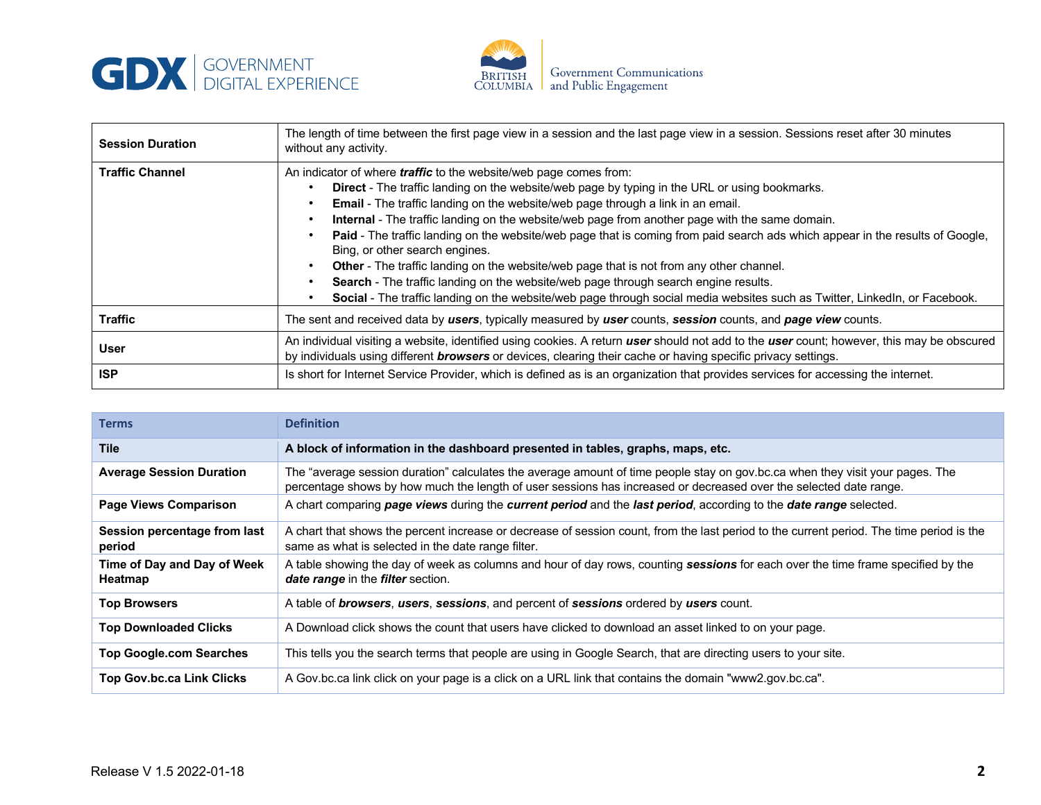| | |
|---|---|
| **Session Duration** | The length of time between the first page view in a session and the last page view in a session. Sessions reset after 30 minutes without any activity. |
| **Traffic Channel** | An indicator of where ***traffic*** to the website/web page comes from:<br>• **Direct** - The traffic landing on the website/web page by typing in the URL or using bookmarks.<br>• **Email** - The traffic landing on the website/web page through a link in an email.<br>• **Internal** - The traffic landing on the website/web page from another page with the same domain.<br>• **Paid** - The traffic landing on the website/web page that is coming from paid search ads which appear in the results of Google, Bing, or other search engines.<br>• **Other** - The traffic landing on the website/web page that is not from any other channel.<br>• **Search** - The traffic landing on the website/web page through search engine results.<br>• **Social** - The traffic landing on the website/web page through social media websites such as Twitter, LinkedIn, or Facebook. |
| **Traffic** | The sent and received data by ***users***, typically measured by ***user*** counts, ***session*** counts, and ***page view*** counts. |
| **User** | An individual visiting a website, identified using cookies. A return ***user*** should not add to the ***user*** count; however, this may be obscured by individuals using different ***browsers*** or devices, clearing their cache or having specific privacy settings. |
| **ISP** | Is short for Internet Service Provider, which is defined as is an organization that provides services for accessing the internet. |

| Terms | Definition |
|---|---|
| **Tile** | **A block of information in the dashboard presented in tables, graphs, maps, etc.** |
| **Average Session Duration** | The "average session duration" calculates the average amount of time people stay on gov.bc.ca when they visit your pages. The percentage shows by how much the length of user sessions has increased or decreased over the selected date range. |
| **Page Views Comparison** | A chart comparing ***page views*** during the ***current period*** and the ***last period***, according to the ***date range*** selected. |
| **Session percentage from last period** | A chart that shows the percent increase or decrease of session count, from the last period to the current period. The time period is the same as what is selected in the date range filter. |
| **Time of Day and Day of Week Heatmap** | A table showing the day of week as columns and hour of day rows, counting ***sessions*** for each over the time frame specified by the ***date range*** in the ***filter*** section. |
| **Top Browsers** | A table of ***browsers***, ***users***, ***sessions***, and percent of ***sessions*** ordered by ***users*** count. |
| **Top Downloaded Clicks** | A Download click shows the count that users have clicked to download an asset linked to on your page. |
| **Top Google.com Searches** | This tells you the search terms that people are using in Google Search, that are directing users to your site. |
| **Top Gov.bc.ca Link Clicks** | A Gov.bc.ca link click on your page is a click on a URL link that contains the domain "www2.gov.bc.ca". |

Release V 1.5 2022-01-18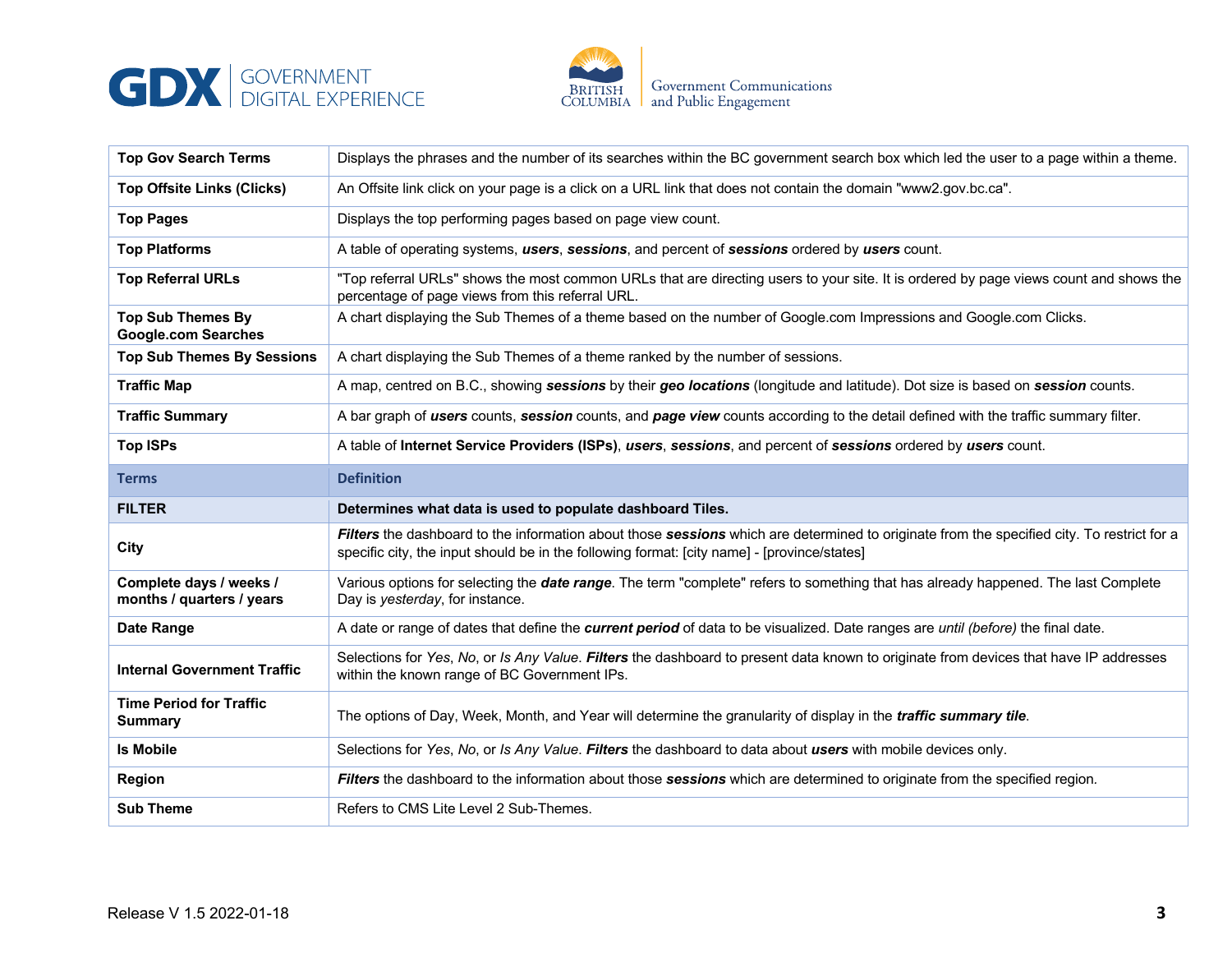| | |
|---|---|
| **Top Gov Search Terms** | Displays the phrases and the number of its searches within the BC government search box which led the user to a page within a theme. |
| **Top Offsite Links (Clicks)** | An Offsite link click on your page is a click on a URL link that does not contain the domain "www2.gov.bc.ca". |
| **Top Pages** | Displays the top performing pages based on page view count. |
| **Top Platforms** | A table of operating systems, ***users***, ***sessions***, and percent of ***sessions*** ordered by ***users*** count. |
| **Top Referral URLs** | "Top referral URLs" shows the most common URLs that are directing users to your site. It is ordered by page views count and shows the percentage of page views from this referral URL. |
| **Top Sub Themes By Google.com Searches** | A chart displaying the Sub Themes of a theme based on the number of Google.com Impressions and Google.com Clicks. |
| **Top Sub Themes By Sessions** | A chart displaying the Sub Themes of a theme ranked by the number of sessions. |
| **Traffic Map** | A map, centred on B.C., showing ***sessions*** by their ***geo locations*** (longitude and latitude). Dot size is based on ***session*** counts. |
| **Traffic Summary** | A bar graph of ***users*** counts, ***session*** counts, and ***page view*** counts according to the detail defined with the traffic summary filter. |
| **Top ISPs** | A table of **Internet Service Providers (ISPs)**, ***users***, ***sessions***, and percent of ***sessions*** ordered by ***users*** count. |
| **Terms** | **Definition** |
| **FILTER** | **Determines what data is used to populate dashboard Tiles.** |
| **City** | ***Filters*** the dashboard to the information about those ***sessions*** which are determined to originate from the specified city. To restrict for a specific city, the input should be in the following format: [city name] - [province/states] |
| **Complete days / weeks / months / quarters / years** | Various options for selecting the ***date range***. The term "complete" refers to something that has already happened. The last Complete Day is *yesterday*, for instance. |
| **Date Range** | A date or range of dates that define the ***current period*** of data to be visualized. Date ranges are *until (before)* the final date. |
| **Internal Government Traffic** | Selections for *Yes*, *No*, or *Is Any Value*. ***Filters*** the dashboard to present data known to originate from devices that have IP addresses within the known range of BC Government IPs. |
| **Time Period for Traffic Summary** | The options of Day, Week, Month, and Year will determine the granularity of display in the ***traffic summary tile***. |
| **Is Mobile** | Selections for *Yes*, *No*, or *Is Any Value*. ***Filters*** the dashboard to data about ***users*** with mobile devices only. |
| **Region** | ***Filters*** the dashboard to the information about those ***sessions*** which are determined to originate from the specified region. |
| **Sub Theme** | Refers to CMS Lite Level 2 Sub-Themes. |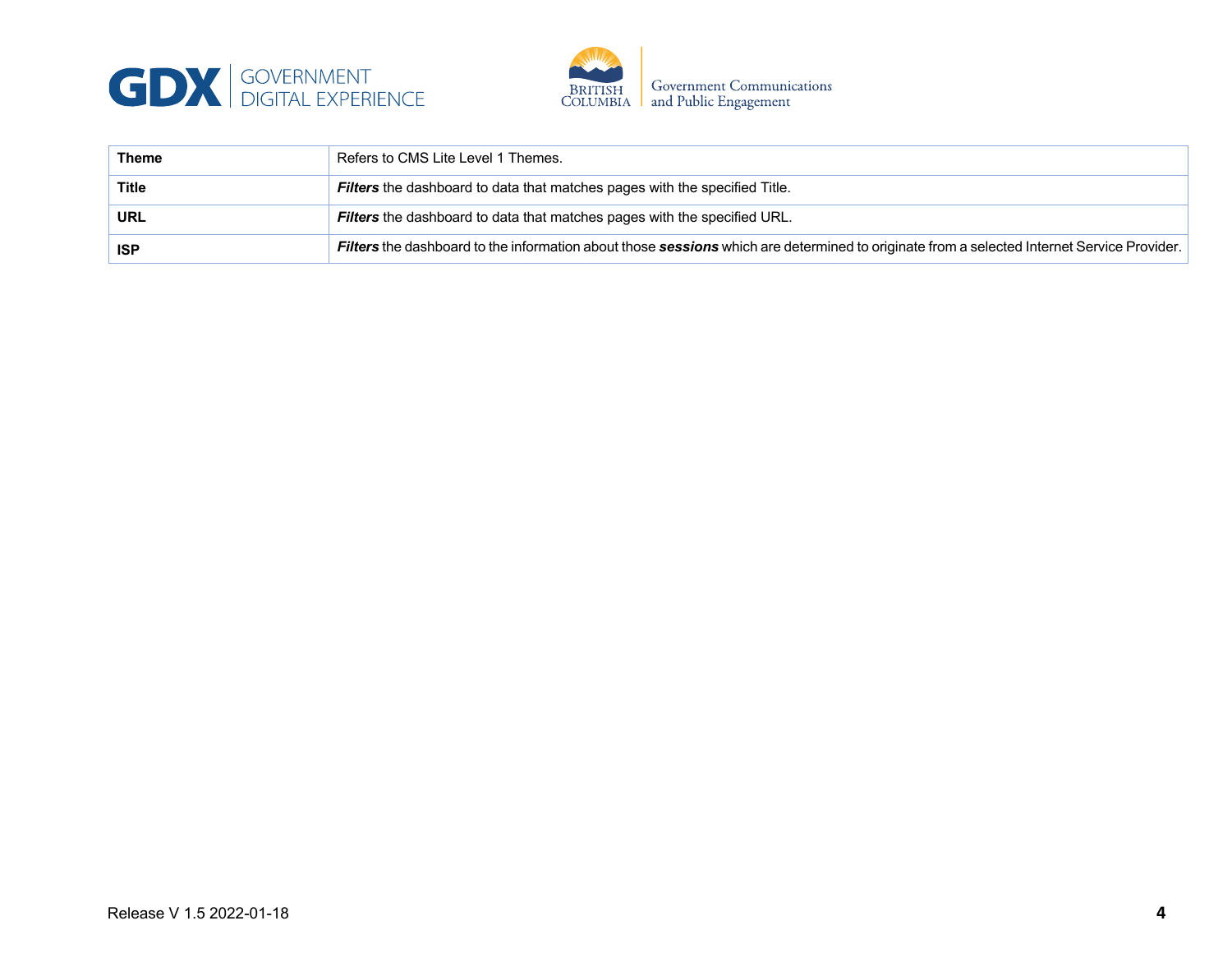| | |
|---|---|
| **Theme** | Refers to CMS Lite Level 1 Themes. |
| **Title** | ***Filters*** the dashboard to data that matches pages with the specified Title. |
| **URL** | ***Filters*** the dashboard to data that matches pages with the specified URL. |
| **ISP** | ***Filters*** the dashboard to the information about those ***sessions*** which are determined to originate from a selected Internet Service Provider. |

Release V 1.5 2022-01-18